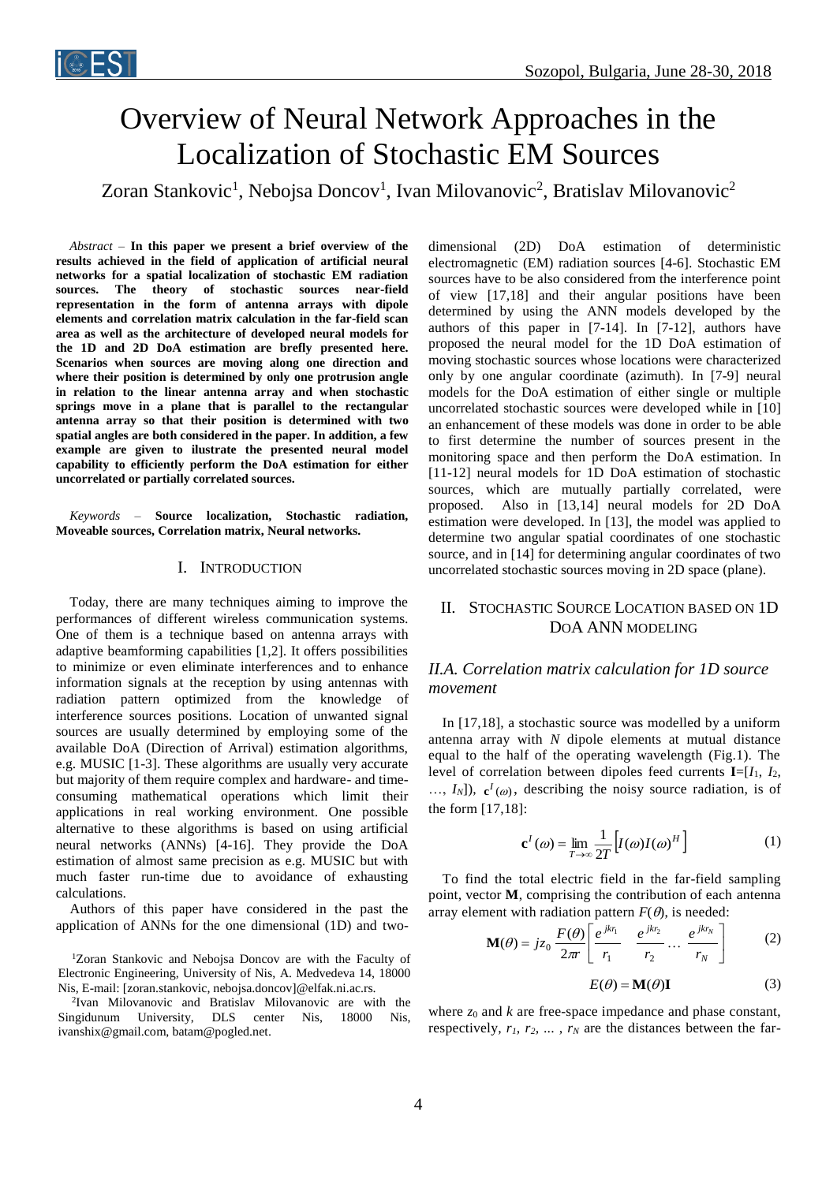# Overview of Neural Network Approaches in the Localization of Stochastic EM Sources

Zoran Stankovic[1], Nebojsa Doncov[1], Ivan Milovanovic[2], Bratislav Milovanovic[2]

*Abstract* – **In this paper we present a brief overview of the results achieved in the field of application of artificial neural networks for a spatial localization of stochastic EM radiation sources. The theory of stochastic sources near-field representation in the form of antenna arrays with dipole elements and correlation matrix calculation in the far-field scan area as well as the architecture of developed neural models for the 1D and 2D DoA estimation are brefly presented here. Scenarios when sources are moving along one direction and where their position is determined by only one protrusion angle in relation to the linear antenna array and when stochastic springs move in a plane that is parallel to the rectangular antenna array so that their position is determined with two spatial angles are both considered in the paper. In addition, a few example are given to illustrate the presented neural model capability to efficiently perform the DoA estimation for either uncorrelated or partially correlated sources.**

*Keywords* – **Source localization, Stochastic radiation, Moveable sources, Correlation matrix, Neural networks.**

## I. Introduction

Today, there are many techniques aiming to improve the performances of different wireless communication systems. One of them is a technique based on antenna arrays with adaptive beamforming capabilities [1,2]. It offers possibilities to minimize or even eliminate interferences and to enhance information signals at the reception by using antennas with radiation pattern optimized from the knowledge of interference sources positions. Location of unwanted signal sources are usually determined by employing some of the available DoA (Direction of Arrival) estimation algorithms, e.g. MUSIC [1-3]. These algorithms are usually very accurate but majority of them require complex and hardware- and time-consuming mathematical operations which limit their applications in real working environment. One possible alternative to these algorithms is based on using artificial neural networks (ANNs) [4-16]. They provide the DoA estimation of almost same precision as e.g. MUSIC but with much faster run-time due to avoidance of exhausting calculations.

Authors of this paper have considered in the past the application of ANNs for the one dimensional (1D) and two-dimensional (2D) DoA estimation of deterministic electromagnetic (EM) radiation sources [4-6]. Stochastic EM sources have to be also considered from the interference point of view [17,18] and their angular positions have been determined by using the ANN models developed by the authors of this paper in [7-14]. In [7-12], authors have proposed the neural model for the 1D DoA estimation of moving stochastic sources whose locations were characterized only by one angular coordinate (azimuth). In [7-9] neural models for the DoA estimation of either single or multiple uncorrelated stochastic sources were developed while in [10] an enhancement of these models was done in order to be able to first determine the number of sources present in the monitoring space and then perform the DoA estimation. In [11-12] neural models for 1D DoA estimation of stochastic sources, which are mutually partially correlated, were proposed. Also in [13,14] neural models for 2D DoA estimation were developed. In [13], the model was applied to determine two angular spatial coordinates of one stochastic source, and in [14] for determining angular coordinates of two uncorrelated stochastic sources moving in 2D space (plane).

## II. Stochastic Source Location Based on 1D DoA ANN Modeling

### II.A. Correlation matrix calculation for 1D source movement

In [17,18], a stochastic source was modelled by a uniform antenna array with $N$ dipole elements at mutual distance equal to the half of the operating wavelength (Fig.1). The level of correlation between dipoles feed currents $\mathbf{I}=[I_1, I_2, \ldots, I_N]$, $\mathbf{c}^I(\omega)$, describing the noisy source radiation, is of the form [17,18]:

$$\mathbf{c}^I(\omega) = \lim_{T\to\infty} \frac{1}{2T}\left[I(\omega)I(\omega)^H\right] \tag{1}$$

To find the total electric field in the far-field sampling point, vector $\mathbf{M}$, comprising the contribution of each antenna array element with radiation pattern $F(\theta)$, is needed:

$$\mathbf{M}(\theta) = jz_0 \frac{F(\theta)}{2\pi r}\left[\frac{e^{jkr_1}}{r_1} \quad \frac{e^{jkr_2}}{r_2} \ldots \frac{e^{jkr_N}}{r_N}\right] \tag{2}$$

$$E(\theta) = \mathbf{M}(\theta)\mathbf{I} \tag{3}$$

where $z_0$ and $k$ are free-space impedance and phase constant, respectively, $r_1$, $r_2$, ... , $r_N$ are the distances between the far-

[1]Zoran Stankovic and Nebojsa Doncov are with the Faculty of Electronic Engineering, University of Nis, A. Medvedeva 14, 18000 Nis, E-mail: [zoran.stankovic, nebojsa.doncov]@elfak.ni.ac.rs.

[2]Ivan Milovanovic and Bratislav Milovanovic are with the Singidunum University, DLS center Nis, 18000 Nis, ivanshix@gmail.com, batam@pogled.net.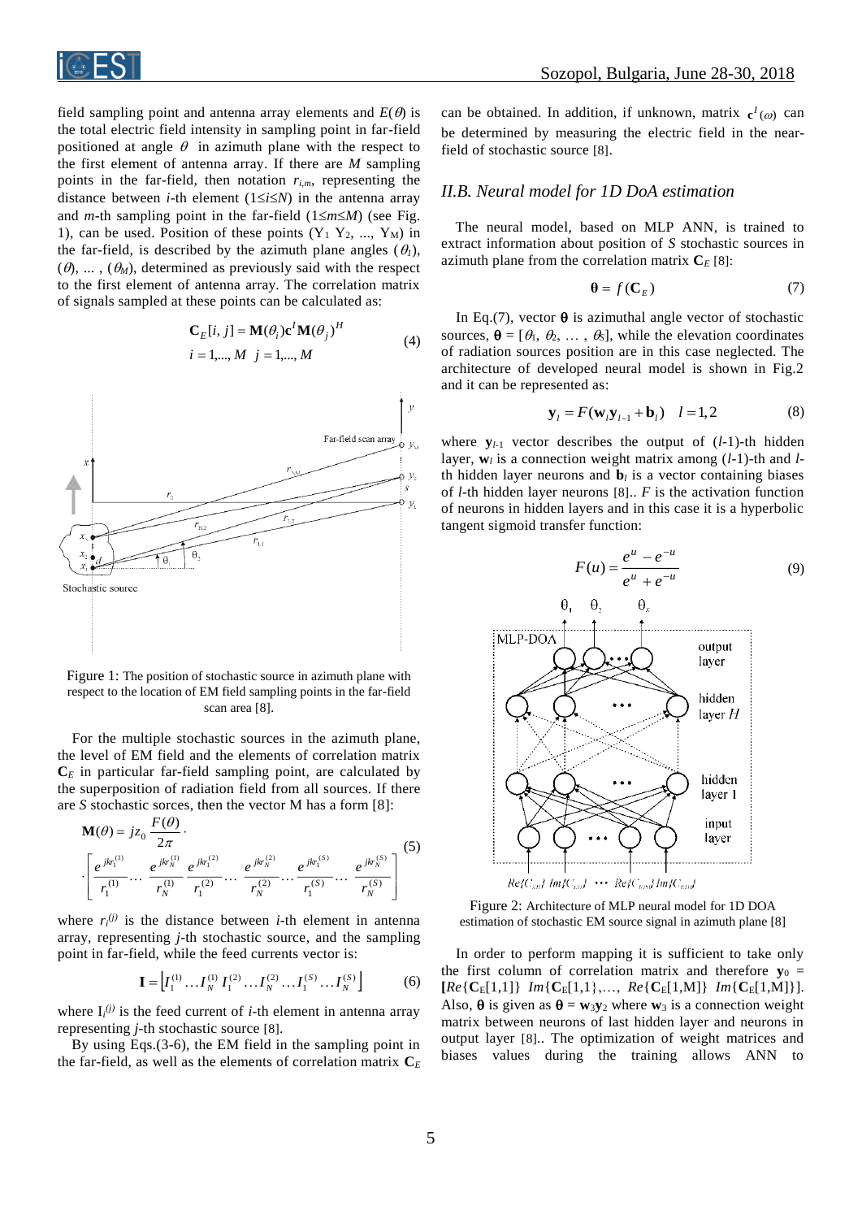field sampling point and antenna array elements and $E(\theta)$ is the total electric field intensity in sampling point in far-field positioned at angle $\theta$ in azimuth plane with the respect to the first element of antenna array. If there are $M$ sampling points in the far-field, then notation $r_{i,m}$, representing the distance between $i$-th element ($1 \leq i \leq N$) in the antenna array and $m$-th sampling point in the far-field ($1 \leq m \leq M$) (see Fig. 1), can be used. Position of these points ($Y_1$ $Y_2$, ..., $Y_M$) in the far-field, is described by the azimuth plane angles ($\theta_1$), ($\theta$), ... , ($\theta_M$), determined as previously said with the respect to the first element of antenna array. The correlation matrix of signals sampled at these points can be calculated as:

$$\mathbf{C}_E[i,j] = \mathbf{M}(\theta_i)\mathbf{c}^I\mathbf{M}(\theta_j)^H \qquad (4)$$
$$i = 1,...,M \quad j = 1,...,M$$

Figure 1: The position of stochastic source in azimuth plane with respect to the location of EM field sampling points in the far-field scan area [8].

For the multiple stochastic sources in the azimuth plane, the level of EM field and the elements of correlation matrix $\mathbf{C}_E$ in particular far-field sampling point, are calculated by the superposition of radiation field from all sources. If there are $S$ stochastic sorces, then the vector M has a form [8]:

$$\mathbf{M}(\theta) = jz_0 \frac{F(\theta)}{2\pi} \cdot \left[ \frac{e^{jkr_1^{(1)}}}{r_1^{(1)}} \cdots \frac{e^{jkr_N^{(1)}}}{r_N^{(1)}} \frac{e^{jkr_1^{(2)}}}{r_1^{(2)}} \cdots \frac{e^{jkr_N^{(2)}}}{r_N^{(2)}} \cdots \frac{e^{jkr_1^{(S)}}}{r_1^{(S)}} \cdots \frac{e^{jkr_N^{(S)}}}{r_N^{(S)}} \right] \qquad (5)$$

where $r_i^{(j)}$ is the distance between $i$-th element in antenna array, representing $j$-th stochastic source, and the sampling point in far-field, while the feed currents vector is:

$$\mathbf{I} = \left[ I_1^{(1)} \dots I_N^{(1)} \, I_1^{(2)} \dots I_N^{(2)} \dots I_1^{(S)} \dots I_N^{(S)} \right] \qquad (6)$$

where $I_i^{(j)}$ is the feed current of $i$-th element in antenna array representing $j$-th stochastic source [8].

By using Eqs.(3-6), the EM field in the sampling point in the far-field, as well as the elements of correlation matrix $\mathbf{C}_E$ can be obtained. In addition, if unknown, matrix $\mathbf{c}^I(\omega)$ can be determined by measuring the electric field in the near-field of stochastic source [8].

### *II.B. Neural model for 1D DoA estimation*

The neural model, based on MLP ANN, is trained to extract information about position of $S$ stochastic sources in azimuth plane from the correlation matrix $\mathbf{C}_E$ [8]:

$$\boldsymbol{\theta} = f(\mathbf{C}_E) \qquad (7)$$

In Eq.(7), vector $\boldsymbol{\theta}$ is azimuthal angle vector of stochastic sources, $\boldsymbol{\theta} = [\theta_1, \theta_2, \dots, \theta_S]$, while the elevation coordinates of radiation sources position are in this case neglected. The architecture of developed neural model is shown in Fig.2 and it can be represented as:

$$\mathbf{y}_l = F(\mathbf{w}_l \mathbf{y}_{l-1} + \mathbf{b}_l) \quad l = 1,2 \qquad (8)$$

where $\mathbf{y}_{l-1}$ vector describes the output of ($l$-1)-th hidden layer, $\mathbf{w}_l$ is a connection weight matrix among ($l$-1)-th and $l$-th hidden layer neurons and $\mathbf{b}_l$ is a vector containing biases of $l$-th hidden layer neurons [8].. $F$ is the activation function of neurons in hidden layers and in this case it is a hyperbolic tangent sigmoid transfer function:

$$F(u) = \frac{e^u - e^{-u}}{e^u + e^{-u}} \qquad (9)$$

Figure 2: Architecture of MLP neural model for 1D DOA estimation of stochastic EM source signal in azimuth plane [8]

In order to perform mapping it is sufficient to take only the first column of correlation matrix and therefore $\mathbf{y}_0$ = [$Re\{\mathbf{C}_E[1,1]\}$ $Im\{\mathbf{C}_E[1,1\}$,..., $Re\{\mathbf{C}_E[1,M]\}$ $Im\{\mathbf{C}_E[1,M]\}$]. Also, $\boldsymbol{\theta}$ is given as $\boldsymbol{\theta} = \mathbf{w}_3\mathbf{y}_2$ where $\mathbf{w}_3$ is a connection weight matrix between neurons of last hidden layer and neurons in output layer [8].. The optimization of weight matrices and biases values during the training allows ANN to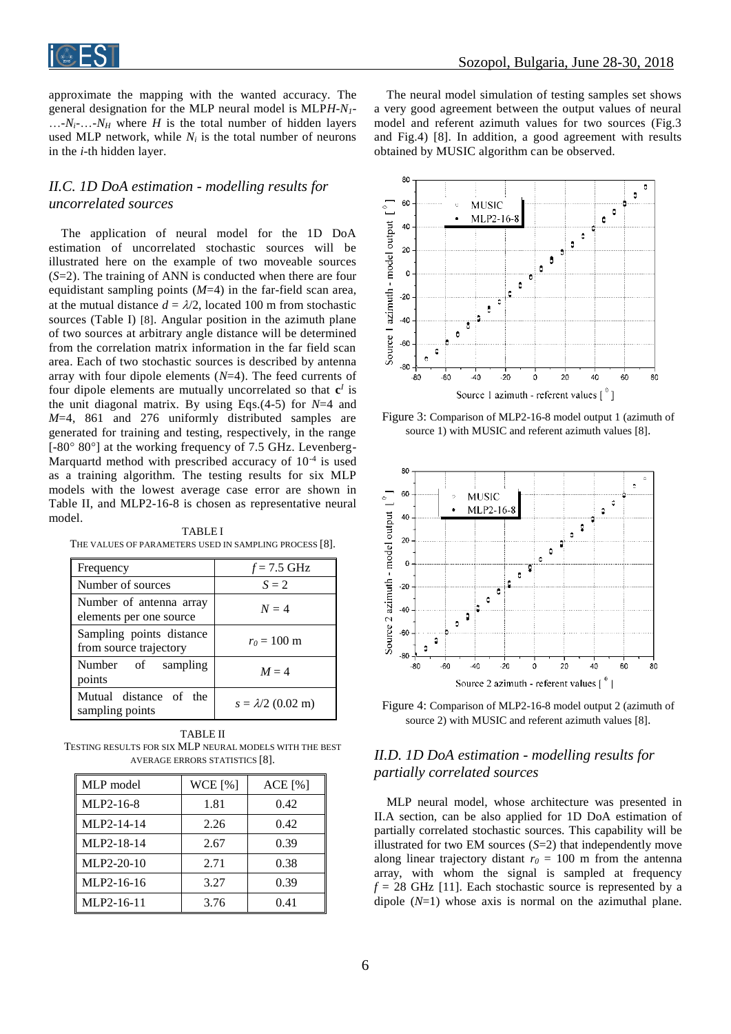approximate the mapping with the wanted accuracy. The general designation for the MLP neural model is MLP$H$-$N_1$-…-$N_i$-…-$N_H$ where $H$ is the total number of hidden layers used MLP network, while $N_i$ is the total number of neurons in the $i$-th hidden layer.

## II.C. 1D DoA estimation - modelling results for uncorrelated sources

The application of neural model for the 1D DoA estimation of uncorrelated stochastic sources will be illustrated here on the example of two moveable sources ($S$=2). The training of ANN is conducted when there are four equidistant sampling points ($M$=4) in the far-field scan area, at the mutual distance $d = \lambda/2$, located 100 m from stochastic sources (Table I) [8]. Angular position in the azimuth plane of two sources at arbitrary angle distance will be determined from the correlation matrix information in the far field scan area. Each of two stochastic sources is described by antenna array with four dipole elements ($N$=4). The feed currents of four dipole elements are mutually uncorrelated so that $\mathbf{c}^I$ is the unit diagonal matrix. By using Eqs.(4-5) for $N$=4 and $M$=4, 861 and 276 uniformly distributed samples are generated for training and testing, respectively, in the range [-80° 80°] at the working frequency of 7.5 GHz. Levenberg-Marquartd method with prescribed accuracy of $10^{-4}$ is used as a training algorithm. The testing results for six MLP models with the lowest average case error are shown in Table II, and MLP2-16-8 is chosen as representative neural model.

TABLE I
THE VALUES OF PARAMETERS USED IN SAMPLING PROCESS [8].

| Parameter | Value |
|---|---|
| Frequency | $f$ = 7.5 GHz |
| Number of sources | $S$ = 2 |
| Number of antenna array elements per one source | $N$ = 4 |
| Sampling points distance from source trajectory | $r_0$ = 100 m |
| Number of sampling points | $M$ = 4 |
| Mutual distance of the sampling points | $s = \lambda/2$ (0.02 m) |

TABLE II
TESTING RESULTS FOR SIX MLP NEURAL MODELS WITH THE BEST AVERAGE ERRORS STATISTICS [8].

| MLP model | WCE [%] | ACE [%] |
|---|---|---|
| MLP2-16-8 | 1.81 | 0.42 |
| MLP2-14-14 | 2.26 | 0.42 |
| MLP2-18-14 | 2.67 | 0.39 |
| MLP2-20-10 | 2.71 | 0.38 |
| MLP2-16-16 | 3.27 | 0.39 |
| MLP2-16-11 | 3.76 | 0.41 |

The neural model simulation of testing samples set shows a very good agreement between the output values of neural model and referent azimuth values for two sources (Fig.3 and Fig.4) [8]. In addition, a good agreement with results obtained by MUSIC algorithm can be observed.

Figure 3: Comparison of MLP2-16-8 model output 1 (azimuth of source 1) with MUSIC and referent azimuth values [8].

Figure 4: Comparison of MLP2-16-8 model output 2 (azimuth of source 2) with MUSIC and referent azimuth values [8].

## II.D. 1D DoA estimation - modelling results for partially correlated sources

MLP neural model, whose architecture was presented in II.A section, can be also applied for 1D DoA estimation of partially correlated stochastic sources. This capability will be illustrated for two EM sources ($S$=2) that independently move along linear trajectory distant $r_0$ = 100 m from the antenna array, with whom the signal is sampled at frequency $f$ = 28 GHz [11]. Each stochastic source is represented by a dipole ($N$=1) whose axis is normal on the azimuthal plane.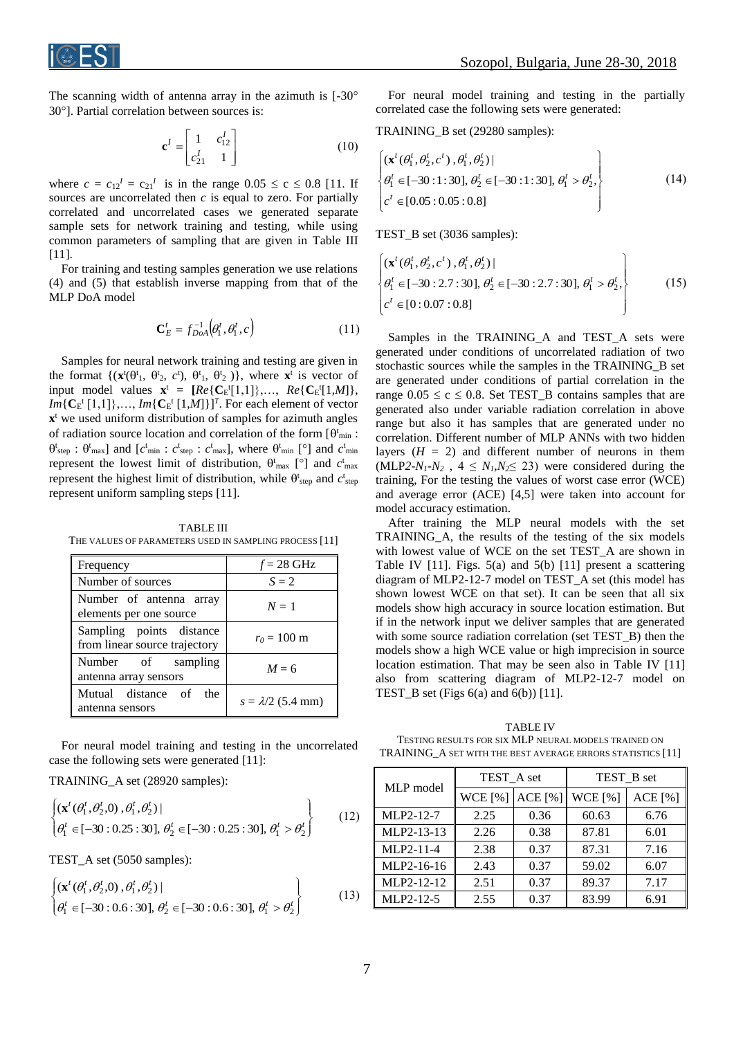The scanning width of antenna array in the azimuth is [-30° 30°]. Partial correlation between sources is:

$$\mathbf{c}^{I} = \begin{bmatrix} 1 & c_{12}^{I} \\ c_{21}^{I} & 1 \end{bmatrix} \tag{10}$$

where $c = c_{12}^{I} = c_{21}^{I}$ is in the range $0.05 \leq c \leq 0.8$ [11. If sources are uncorrelated then $c$ is equal to zero. For partially correlated and uncorrelated cases we generated separate sample sets for network training and testing, while using common parameters of sampling that are given in Table III [11].

For training and testing samples generation we use relations (4) and (5) that establish inverse mapping from that of the MLP DoA model

$$\mathbf{C}_{E}^{t} = f_{DoA}^{-1}\left(\theta_{1}^{t}, \theta_{1}^{t}, c\right) \tag{11}$$

Samples for neural network training and testing are given in the format $\{(\mathbf{x}^t(\theta^t_1, \theta^t_2, c^t), \theta^t_1, \theta^t_2)\}$, where $\mathbf{x}^t$ is vector of input model values $\mathbf{x}^t = [Re\{\mathbf{C}_E^t[1,1]\},\ldots, Re\{\mathbf{C}_E^t[1,M]\}, Im\{\mathbf{C}_E^t[1,1]\},\ldots, Im\{\mathbf{C}_E^t[1,M]\}]^T$. For each element of vector $\mathbf{x}^t$ we used uniform distribution of samples for azimuth angles of radiation source location and correlation of the form $[\theta^t_{min} : \theta^t_{step} : \theta^t_{max}]$ and $[c^t_{min} : c^t_{step} : c^t_{max}]$, where $\theta^t_{min}$ [°] and $c^t_{min}$ represent the lowest limit of distribution, $\theta^t_{max}$ [°] and $c^t_{max}$ represent the highest limit of distribution, while $\theta^t_{step}$ and $c^t_{step}$ represent uniform sampling steps [11].

TABLE III
THE VALUES OF PARAMETERS USED IN SAMPLING PROCESS [11]

| | |
|---|---|
| Frequency | $f = 28$ GHz |
| Number of sources | $S = 2$ |
| Number of antenna array elements per one source | $N = 1$ |
| Sampling points distance from linear source trajectory | $r_0 = 100$ m |
| Number of sampling antenna array sensors | $M = 6$ |
| Mutual distance of the antenna sensors | $s = \lambda/2$ (5.4 mm) |

For neural model training and testing in the uncorrelated case the following sets were generated [11]:

TRAINING_A set (28920 samples):

$$\left\{ \begin{aligned} &(\mathbf{x}^t(\theta_1^t, \theta_2^t, 0), \theta_1^t, \theta_2^t) \mid \\ &\theta_1^t \in [-30:0.25:30],\ \theta_2^t \in [-30:0.25:30],\ \theta_1^t > \theta_2^t \end{aligned} \right\} \tag{12}$$

TEST_A set (5050 samples):

$$\left\{ \begin{aligned} &(\mathbf{x}^t(\theta_1^t, \theta_2^t, 0), \theta_1^t, \theta_2^t) \mid \\ &\theta_1^t \in [-30:0.6:30],\ \theta_2^t \in [-30:0.6:30],\ \theta_1^t > \theta_2^t \end{aligned} \right\} \tag{13}$$

For neural model training and testing in the partially correlated case the following sets were generated:

TRAINING_B set (29280 samples):

$$\left\{ \begin{aligned} &(\mathbf{x}^t(\theta_1^t, \theta_2^t, c^t), \theta_1^t, \theta_2^t) \mid \\ &\theta_1^t \in [-30:1:30],\ \theta_2^t \in [-30:1:30],\ \theta_1^t > \theta_2^t, \\ &c^t \in [0.05:0.05:0.8] \end{aligned} \right\} \tag{14}$$

TEST_B set (3036 samples):

$$\left\{ \begin{aligned} &(\mathbf{x}^t(\theta_1^t, \theta_2^t, c^t), \theta_1^t, \theta_2^t) \mid \\ &\theta_1^t \in [-30:2.7:30],\ \theta_2^t \in [-30:2.7:30],\ \theta_1^t > \theta_2^t, \\ &c^t \in [0:0.07:0.8] \end{aligned} \right\} \tag{15}$$

Samples in the TRAINING_A and TEST_A sets were generated under conditions of uncorrelated radiation of two stochastic sources while the samples in the TRAINING_B set are generated under conditions of partial correlation in the range $0.05 \leq c \leq 0.8$. Set TEST_B contains samples that are generated also under variable radiation correlation in above range but also it has samples that are generated under no correlation. Different number of MLP ANNs with two hidden layers ($H = 2$) and different number of neurons in them (MLP$2$-$N_1$-$N_2$ , $4 \leq N_1,N_2 \leq 23$) were considered during the training, For the testing the values of worst case error (WCE) and average error (ACE) [4,5] were taken into account for model accuracy estimation.

After training the MLP neural models with the set TRAINING_A, the results of the testing of the six models with lowest value of WCE on the set TEST_A are shown in Table IV [11]. Figs. 5(a) and 5(b) [11] present a scattering diagram of MLP2-12-7 model on TEST_A set (this model has shown lowest WCE on that set). It can be seen that all six models show high accuracy in source location estimation. But if in the network input we deliver samples that are generated with some source radiation correlation (set TEST_B) then the models show a high WCE value or high imprecision in source location estimation. That may be seen also in Table IV [11] also from scattering diagram of MLP2-12-7 model on TEST_B set (Figs 6(a) and 6(b)) [11].

TABLE IV
TESTING RESULTS FOR SIX MLP NEURAL MODELS TRAINED ON TRAINING_A SET WITH THE BEST AVERAGE ERRORS STATISTICS [11]

| MLP model | TEST_A set | | TEST_B set | |
|---|---|---|---|---|
| | WCE [%] | ACE [%] | WCE [%] | ACE [%] |
| MLP2-12-7 | 2.25 | 0.36 | 60.63 | 6.76 |
| MLP2-13-13 | 2.26 | 0.38 | 87.81 | 6.01 |
| MLP2-11-4 | 2.38 | 0.37 | 87.31 | 7.16 |
| MLP2-16-16 | 2.43 | 0.37 | 59.02 | 6.07 |
| MLP2-12-12 | 2.51 | 0.37 | 89.37 | 7.17 |
| MLP2-12-5 | 2.55 | 0.37 | 83.99 | 6.91 |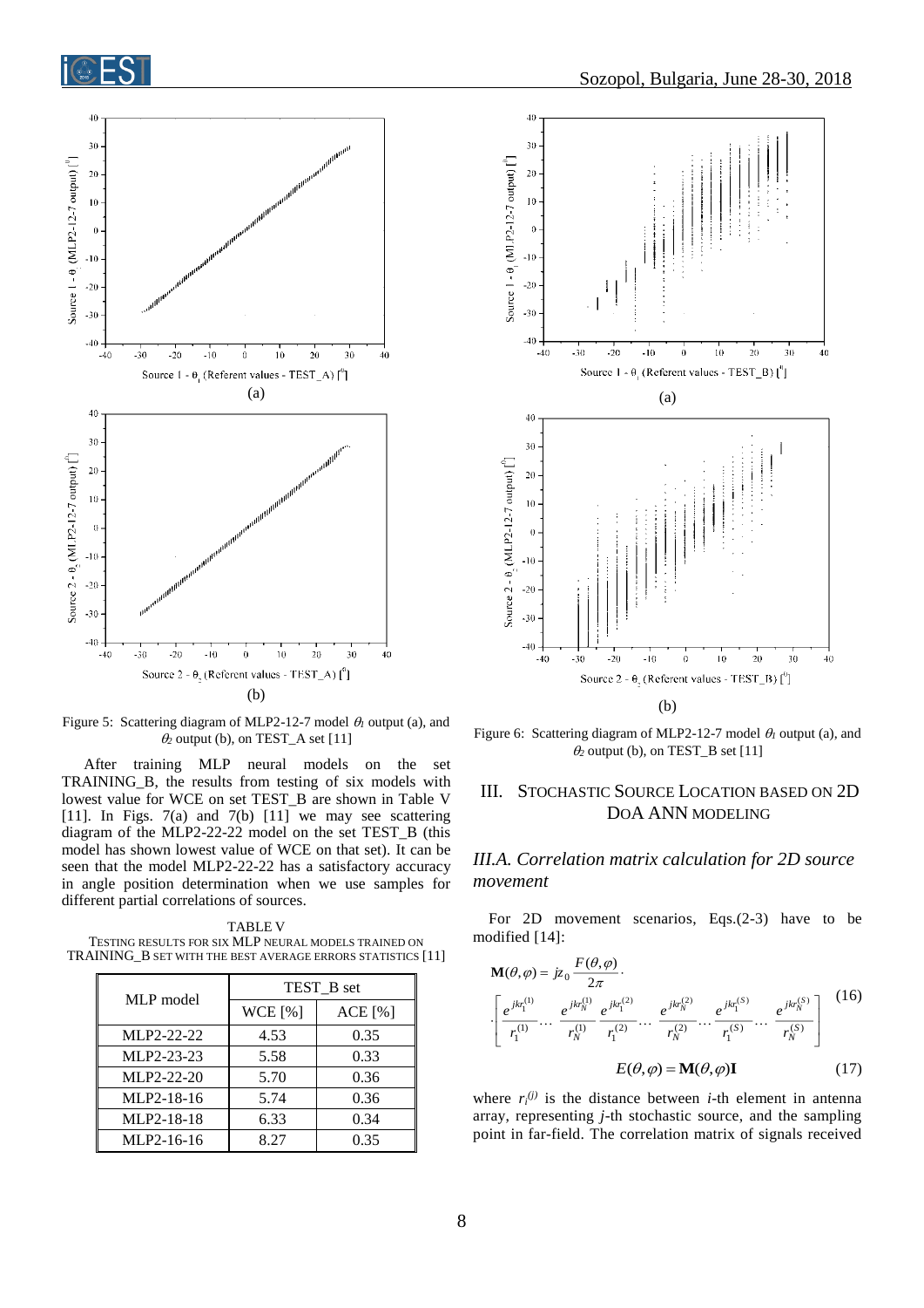Figure 5: Scattering diagram of MLP2-12-7 model $\theta_1$ output (a), and $\theta_2$ output (b), on TEST_A set [11]

After training MLP neural models on the set TRAINING_B, the results from testing of six models with lowest value for WCE on set TEST_B are shown in Table V [11]. In Figs. 7(a) and 7(b) [11] we may see scattering diagram of the MLP2-22-22 model on the set TEST_B (this model has shown lowest value of WCE on that set). It can be seen that the model MLP2-22-22 has a satisfactory accuracy in angle position determination when we use samples for different partial correlations of sources.

TABLE V
TESTING RESULTS FOR SIX MLP NEURAL MODELS TRAINED ON TRAINING_B SET WITH THE BEST AVERAGE ERRORS STATISTICS [11]

| MLP model | TEST_B set | |
|---|---|---|
| | WCE [%] | ACE [%] |
| MLP2-22-22 | 4.53 | 0.35 |
| MLP2-23-23 | 5.58 | 0.33 |
| MLP2-22-20 | 5.70 | 0.36 |
| MLP2-18-16 | 5.74 | 0.36 |
| MLP2-18-18 | 6.33 | 0.34 |
| MLP2-16-16 | 8.27 | 0.35 |

Figure 6: Scattering diagram of MLP2-12-7 model $\theta_1$ output (a), and $\theta_2$ output (b), on TEST_B set [11]

## III. Stochastic Source Location Based on 2D DoA ANN Modeling

### III.A. Correlation matrix calculation for 2D source movement

For 2D movement scenarios, Eqs.(2-3) have to be modified [14]:

$$\mathbf{M}(\theta,\varphi) = jz_0 \frac{F(\theta,\varphi)}{2\pi} \cdot \left[ \frac{e^{jkr_1^{(1)}}}{r_1^{(1)}} \cdots \frac{e^{jkr_N^{(1)}}}{r_N^{(1)}} \frac{e^{jkr_1^{(2)}}}{r_1^{(2)}} \cdots \frac{e^{jkr_N^{(2)}}}{r_N^{(2)}} \cdots \frac{e^{jkr_1^{(S)}}}{r_1^{(S)}} \cdots \frac{e^{jkr_N^{(S)}}}{r_N^{(S)}} \right] \quad (16)$$

$$E(\theta,\varphi) = \mathbf{M}(\theta,\varphi)\mathbf{I} \quad (17)$$

where $r_i^{(j)}$ is the distance between *i*-th element in antenna array, representing *j*-th stochastic source, and the sampling point in far-field. The correlation matrix of signals received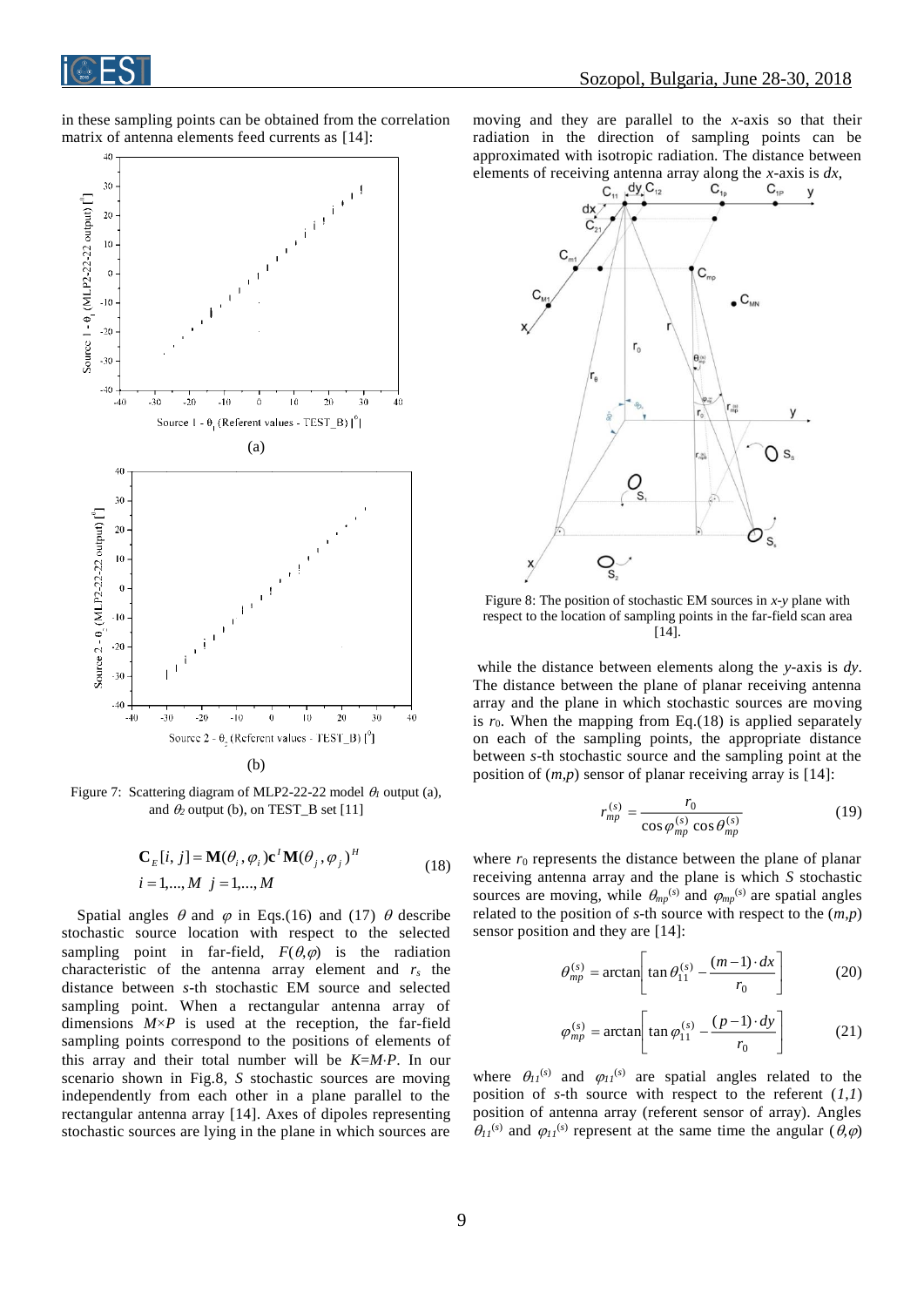in these sampling points can be obtained from the correlation matrix of antenna elements feed currents as [14]:

(a)

(b)

Figure 7: Scattering diagram of MLP2-22-22 model $\theta_1$ output (a), and $\theta_2$ output (b), on TEST_B set [11]

$$\mathbf{C}_E[i, j] = \mathbf{M}(\theta_i, \varphi_i)\mathbf{c}^I \mathbf{M}(\theta_j, \varphi_j)^H \quad (18)$$
$$i = 1, ..., M \;\; j = 1, ..., M$$

Spatial angles $\theta$ and $\varphi$ in Eqs.(16) and (17) $\theta$ describe stochastic source location with respect to the selected sampling point in far-field, $F(\theta,\varphi)$ is the radiation characteristic of the antenna array element and $r_s$ the distance between $s$-th stochastic EM source and selected sampling point. When a rectangular antenna array of dimensions $M \times P$ is used at the reception, the far-field sampling points correspond to the positions of elements of this array and their total number will be $K=M \cdot P$. In our scenario shown in Fig.8, $S$ stochastic sources are moving independently from each other in a plane parallel to the rectangular antenna array [14]. Axes of dipoles representing stochastic sources are lying in the plane in which sources are moving and they are parallel to the $x$-axis so that their radiation in the direction of sampling points can be approximated with isotropic radiation. The distance between elements of receiving antenna array along the $x$-axis is $dx$,

Figure 8: The position of stochastic EM sources in $x$-$y$ plane with respect to the location of sampling points in the far-field scan area [14].

while the distance between elements along the $y$-axis is $dy$. The distance between the plane of planar receiving antenna array and the plane in which stochastic sources are moving is $r_0$. When the mapping from Eq.(18) is applied separately on each of the sampling points, the appropriate distance between $s$-th stochastic source and the sampling point at the position of $(m,p)$ sensor of planar receiving array is [14]:

$$r_{mp}^{(s)} = \frac{r_0}{\cos\varphi_{mp}^{(s)} \cos\theta_{mp}^{(s)}} \quad (19)$$

where $r_0$ represents the distance between the plane of planar receiving antenna array and the plane is which $S$ stochastic sources are moving, while $\theta_{mp}^{(s)}$ and $\varphi_{mp}^{(s)}$ are spatial angles related to the position of $s$-th source with respect to the $(m,p)$ sensor position and they are [14]:

$$\theta_{mp}^{(s)} = \arctan\left[\tan\theta_{11}^{(s)} - \frac{(m-1)\cdot dx}{r_0}\right] \quad (20)$$

$$\varphi_{mp}^{(s)} = \arctan\left[\tan\varphi_{11}^{(s)} - \frac{(p-1)\cdot dy}{r_0}\right] \quad (21)$$

where $\theta_{11}^{(s)}$ and $\varphi_{11}^{(s)}$ are spatial angles related to the position of $s$-th source with respect to the referent $(1,1)$ position of antenna array (referent sensor of array). Angles $\theta_{11}^{(s)}$ and $\varphi_{11}^{(s)}$ represent at the same time the angular $(\theta,\varphi)$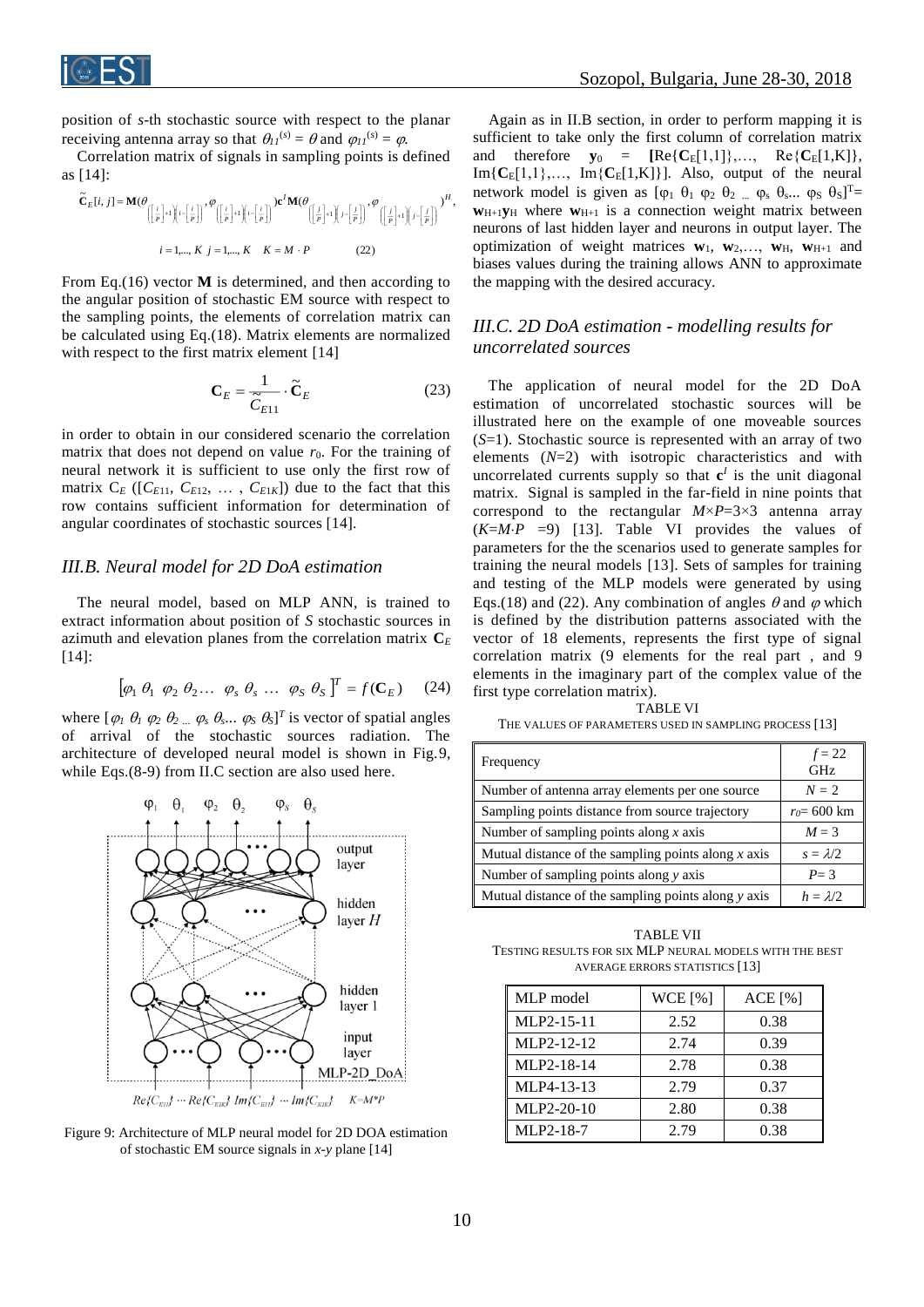position of *s*-th stochastic source with respect to the planar receiving antenna array so that $\theta_{11}^{(s)} = \theta$ and $\varphi_{11}^{(s)} = \varphi$.

Correlation matrix of signals in sampling points is defined as [14]:

$$\widetilde{\mathbf{C}}_E[i,j] = \mathbf{M}(\theta_{\left(\left[\frac{i}{P}\right]+1\right)\left(i-\left[\frac{i}{P}\right]\right)}, \varphi_{\left(\left[\frac{i}{P}\right]+1\right)\left(i-\left[\frac{i}{P}\right]\right)})\mathbf{c}^I\mathbf{M}(\theta_{\left(\left[\frac{j}{P}\right]+1\right)\left(j-\left[\frac{j}{P}\right]\right)}, \varphi_{\left(\left[\frac{j}{P}\right]+1\right)\left(j-\left[\frac{j}{P}\right]\right)})^H,$$

$$i=1,\ldots,K \quad j=1,\ldots,K \quad K=M\cdot P \tag{22}$$

From Eq.(16) vector **M** is determined, and then according to the angular position of stochastic EM source with respect to the sampling points, the elements of correlation matrix can be calculated using Eq.(18). Matrix elements are normalized with respect to the first matrix element [14]

$$\mathbf{C}_E = \frac{1}{\widetilde{C}_{E11}} \cdot \widetilde{\mathbf{C}}_E \tag{23}$$

in order to obtain in our considered scenario the correlation matrix that does not depend on value $r_0$. For the training of neural network it is sufficient to use only the first row of matrix $C_E$ ($[C_{E11}, C_{E12}, \ldots, C_{E1K}]$) due to the fact that this row contains sufficient information for determination of angular coordinates of stochastic sources [14].

### *III.B. Neural model for 2D DoA estimation*

The neural model, based on MLP ANN, is trained to extract information about position of *S* stochastic sources in azimuth and elevation planes from the correlation matrix $\mathbf{C}_E$ [14]:

$$[\varphi_1\ \theta_1\ \varphi_2\ \theta_2 \ldots\ \varphi_s\ \theta_s\ \ldots\ \varphi_S\ \theta_S]^T = f(\mathbf{C}_E) \tag{24}$$

where $[\varphi_1\ \theta_1\ \varphi_2\ \theta_2 \ldots \varphi_s\ \theta_s \ldots \varphi_S\ \theta_S]^T$ is vector of spatial angles of arrival of the stochastic sources radiation. The architecture of developed neural model is shown in Fig.9, while Eqs.(8-9) from II.C section are also used here.

Figure 9: Architecture of MLP neural model for 2D DOA estimation of stochastic EM source signals in *x-y* plane [14]

Again as in II.B section, in order to perform mapping it is sufficient to take only the first column of correlation matrix and therefore $\mathbf{y}_0 = [\mathrm{Re}\{\mathbf{C}_E[1,1]\},\ldots, \mathrm{Re}\{\mathbf{C}_E[1,K]\}, \mathrm{Im}\{\mathbf{C}_E[1,1]\},\ldots, \mathrm{Im}\{\mathbf{C}_E[1,K]\}]$. Also, output of the neural network model is given as $[\varphi_1\ \theta_1\ \varphi_2\ \theta_2 \ldots \varphi_s\ \theta_s \ldots \varphi_S\ \theta_S]^T = \mathbf{w}_{H+1}\mathbf{y}_H$ where $\mathbf{w}_{H+1}$ is a connection weight matrix between neurons of last hidden layer and neurons in output layer. The optimization of weight matrices $\mathbf{w}_1, \mathbf{w}_2,\ldots, \mathbf{w}_H, \mathbf{w}_{H+1}$ and biases values during the training allows ANN to approximate the mapping with the desired accuracy.

### *III.C. 2D DoA estimation - modelling results for uncorrelated sources*

The application of neural model for the 2D DoA estimation of uncorrelated stochastic sources will be illustrated here on the example of one moveable sources ($S$=1). Stochastic source is represented with an array of two elements ($N$=2) with isotropic characteristics and with uncorrelated currents supply so that $\mathbf{c}^I$ is the unit diagonal matrix. Signal is sampled in the far-field in nine points that correspond to the rectangular $M\times P$=3×3 antenna array ($K$=$M\cdot P$ =9) [13]. Table VI provides the values of parameters for the the scenarios used to generate samples for training the neural models [13]. Sets of samples for training and testing of the MLP models were generated by using Eqs.(18) and (22). Any combination of angles $\theta$ and $\varphi$ which is defined by the distribution patterns associated with the vector of 18 elements, represents the first type of signal correlation matrix (9 elements for the real part , and 9 elements in the imaginary part of the complex value of the first type correlation matrix).

TABLE VI
THE VALUES OF PARAMETERS USED IN SAMPLING PROCESS [13]

| Parameter | Value |
|---|---|
| Frequency | $f$ = 22 GHz |
| Number of antenna array elements per one source | $N$ = 2 |
| Sampling points distance from source trajectory | $r_0$= 600 km |
| Number of sampling points along *x* axis | $M$ = 3 |
| Mutual distance of the sampling points along *x* axis | $s = \lambda/2$ |
| Number of sampling points along *y* axis | $P$= 3 |
| Mutual distance of the sampling points along *y* axis | $h = \lambda/2$ |

TABLE VII
TESTING RESULTS FOR SIX MLP NEURAL MODELS WITH THE BEST AVERAGE ERRORS STATISTICS [13]

| MLP model | WCE [%] | ACE [%] |
|---|---|---|
| MLP2-15-11 | 2.52 | 0.38 |
| MLP2-12-12 | 2.74 | 0.39 |
| MLP2-18-14 | 2.78 | 0.38 |
| MLP4-13-13 | 2.79 | 0.37 |
| MLP2-20-10 | 2.80 | 0.38 |
| MLP2-18-7 | 2.79 | 0.38 |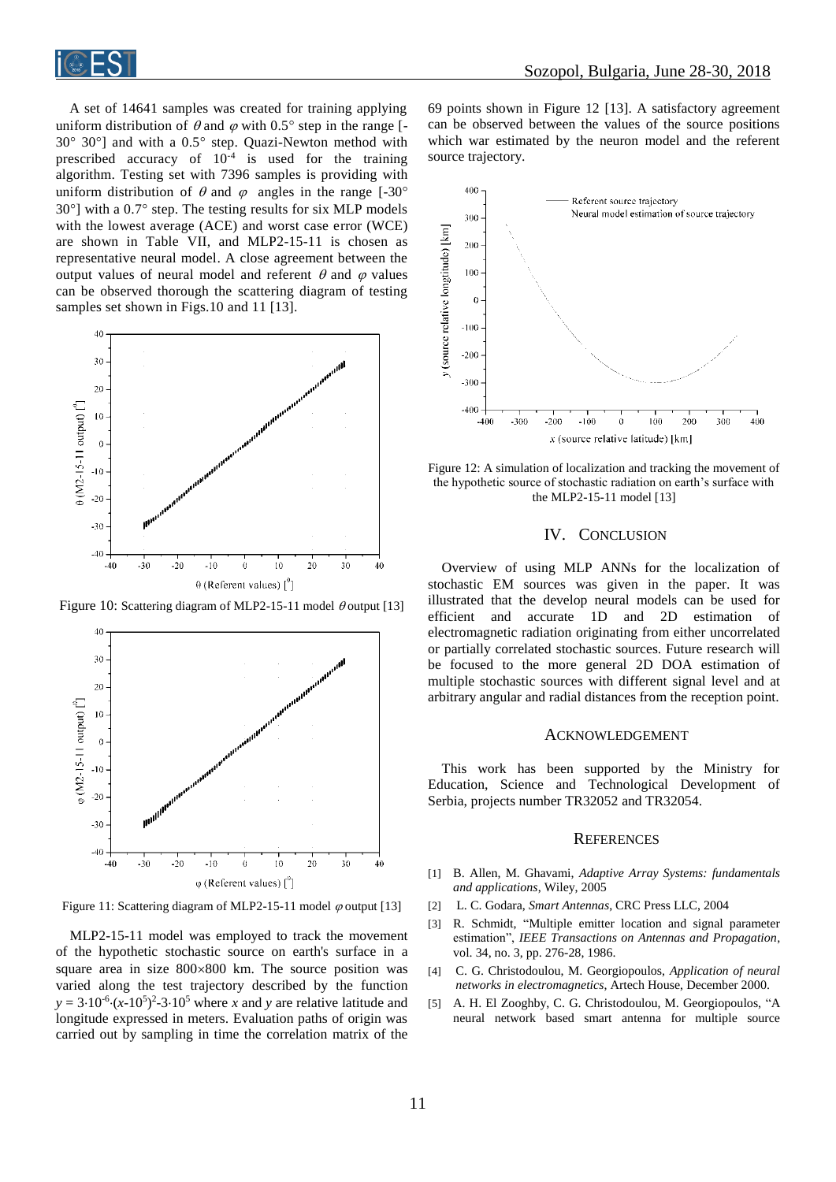A set of 14641 samples was created for training applying uniform distribution of $\theta$ and $\varphi$ with 0.5° step in the range [-30° 30°] and with a 0.5° step. Quazi-Newton method with prescribed accuracy of $10^{-4}$ is used for the training algorithm. Testing set with 7396 samples is providing with uniform distribution of $\theta$ and $\varphi$ angles in the range [-30° 30°] with a 0.7° step. The testing results for six MLP models with the lowest average (ACE) and worst case error (WCE) are shown in Table VII, and MLP2-15-11 is chosen as representative neural model. A close agreement between the output values of neural model and referent $\theta$ and $\varphi$ values can be observed thorough the scattering diagram of testing samples set shown in Figs.10 and 11 [13].

Figure 10: Scattering diagram of MLP2-15-11 model $\theta$ output [13]

Figure 11: Scattering diagram of MLP2-15-11 model $\varphi$ output [13]

MLP2-15-11 model was employed to track the movement of the hypothetic stochastic source on earth's surface in a square area in size 800×800 km. The source position was varied along the test trajectory described by the function $y = 3\cdot10^{-6}\cdot(x\text{-}10^5)^2\text{-}3\cdot10^5$ where $x$ and $y$ are relative latitude and longitude expressed in meters. Evaluation paths of origin was carried out by sampling in time the correlation matrix of the 69 points shown in Figure 12 [13]. A satisfactory agreement can be observed between the values of the source positions which war estimated by the neuron model and the referent source trajectory.

Figure 12: A simulation of localization and tracking the movement of the hypothetic source of stochastic radiation on earth's surface with the MLP2-15-11 model [13]

## IV. Conclusion

Overview of using MLP ANNs for the localization of stochastic EM sources was given in the paper. It was illustrated that the develop neural models can be used for efficient and accurate 1D and 2D estimation of electromagnetic radiation originating from either uncorrelated or partially correlated stochastic sources. Future research will be focused to the more general 2D DOA estimation of multiple stochastic sources with different signal level and at arbitrary angular and radial distances from the reception point.

## Acknowledgement

This work has been supported by the Ministry for Education, Science and Technological Development of Serbia, projects number TR32052 and TR32054.

## References

[1] B. Allen, M. Ghavami, *Adaptive Array Systems: fundamentals and applications*, Wiley, 2005

[2] L. C. Godara, *Smart Antennas*, CRC Press LLC, 2004

[3] R. Schmidt, "Multiple emitter location and signal parameter estimation", *IEEE Transactions on Antennas and Propagation*, vol. 34, no. 3, pp. 276-28, 1986.

[4] C. G. Christodoulou, M. Georgiopoulos, *Application of neural networks in electromagnetics*, Artech House, December 2000.

[5] A. H. El Zooghby, C. G. Christodoulou, M. Georgiopoulos, "A neural network based smart antenna for multiple source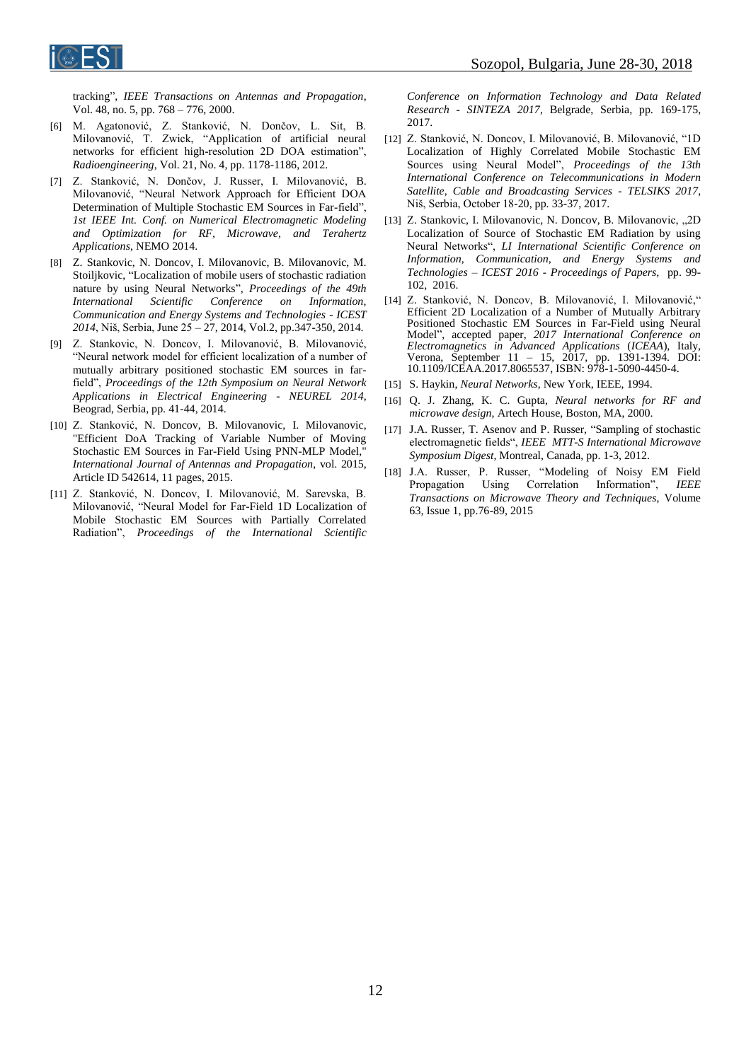tracking", *IEEE Transactions on Antennas and Propagation*, Vol. 48, no. 5, pp. 768 – 776, 2000.

[6] M. Agatonović, Z. Stanković, N. Dončov, L. Sit, B. Milovanović, T. Zwick, "Application of artificial neural networks for efficient high-resolution 2D DOA estimation", *Radioengineering*, Vol. 21, No. 4, pp. 1178-1186, 2012.

[7] Z. Stanković, N. Dončov, J. Russer, I. Milovanović, B. Milovanović, "Neural Network Approach for Efficient DOA Determination of Multiple Stochastic EM Sources in Far-field", *1st IEEE Int. Conf. on Numerical Electromagnetic Modeling and Optimization for RF, Microwave, and Terahertz Applications*, NEMO 2014.

[8] Z. Stankovic, N. Doncov, I. Milovanovic, B. Milovanovic, M. Stoiljkovic, "Localization of mobile users of stochastic radiation nature by using Neural Networks", *Proceedings of the 49th International Scientific Conference on Information, Communication and Energy Systems and Technologies - ICEST 2014*, Niš, Serbia, June 25 – 27, 2014, Vol.2, pp.347-350, 2014.

[9] Z. Stankovic, N. Doncov, I. Milovanović, B. Milovanović, "Neural network model for efficient localization of a number of mutually arbitrary positioned stochastic EM sources in far-field", *Proceedings of the 12th Symposium on Neural Network Applications in Electrical Engineering - NEUREL 2014*, Beograd, Serbia, pp. 41-44, 2014.

[10] Z. Stanković, N. Doncov, B. Milovanovic, I. Milovanovic, "Efficient DoA Tracking of Variable Number of Moving Stochastic EM Sources in Far-Field Using PNN-MLP Model," *International Journal of Antennas and Propagation*, vol. 2015, Article ID 542614, 11 pages, 2015.

[11] Z. Stanković, N. Doncov, I. Milovanović, M. Sarevska, B. Milovanović, "Neural Model for Far-Field 1D Localization of Mobile Stochastic EM Sources with Partially Correlated Radiation", *Proceedings of the International Scientific Conference on Information Technology and Data Related Research - SINTEZA 2017*, Belgrade, Serbia, pp. 169-175, 2017.

[12] Z. Stanković, N. Doncov, I. Milovanović, B. Milovanović, "1D Localization of Highly Correlated Mobile Stochastic EM Sources using Neural Model", *Proceedings of the 13th International Conference on Telecommunications in Modern Satellite, Cable and Broadcasting Services - TELSIKS 2017*, Niš, Serbia, October 18-20, pp. 33-37, 2017.

[13] Z. Stankovic, I. Milovanovic, N. Doncov, B. Milovanovic, „2D Localization of Source of Stochastic EM Radiation by using Neural Networks", *LI International Scientific Conference on Information, Communication, and Energy Systems and Technologies – ICEST 2016 - Proceedings of Papers*, pp. 99-102, 2016.

[14] Z. Stanković, N. Doncov, B. Milovanović, I. Milovanović," Efficient 2D Localization of a Number of Mutually Arbitrary Positioned Stochastic EM Sources in Far-Field using Neural Model", accepted paper, *2017 International Conference on Electromagnetics in Advanced Applications* (*ICEAA*), Italy, Verona, September 11 – 15, 2017, pp. 1391-1394. DOI: 10.1109/ICEAA.2017.8065537, ISBN: 978-1-5090-4450-4.

[15] S. Haykin, *Neural Networks*, New York, IEEE, 1994.

[16] Q. J. Zhang, K. C. Gupta, *Neural networks for RF and microwave design*, Artech House, Boston, MA, 2000.

[17] J.A. Russer, T. Asenov and P. Russer, "Sampling of stochastic electromagnetic fields", *IEEE MTT-S International Microwave Symposium Digest*, Montreal, Canada, pp. 1-3, 2012.

[18] J.A. Russer, P. Russer, "Modeling of Noisy EM Field Propagation Using Correlation Information", *IEEE Transactions on Microwave Theory and Techniques*, Volume 63, Issue 1, pp.76-89, 2015